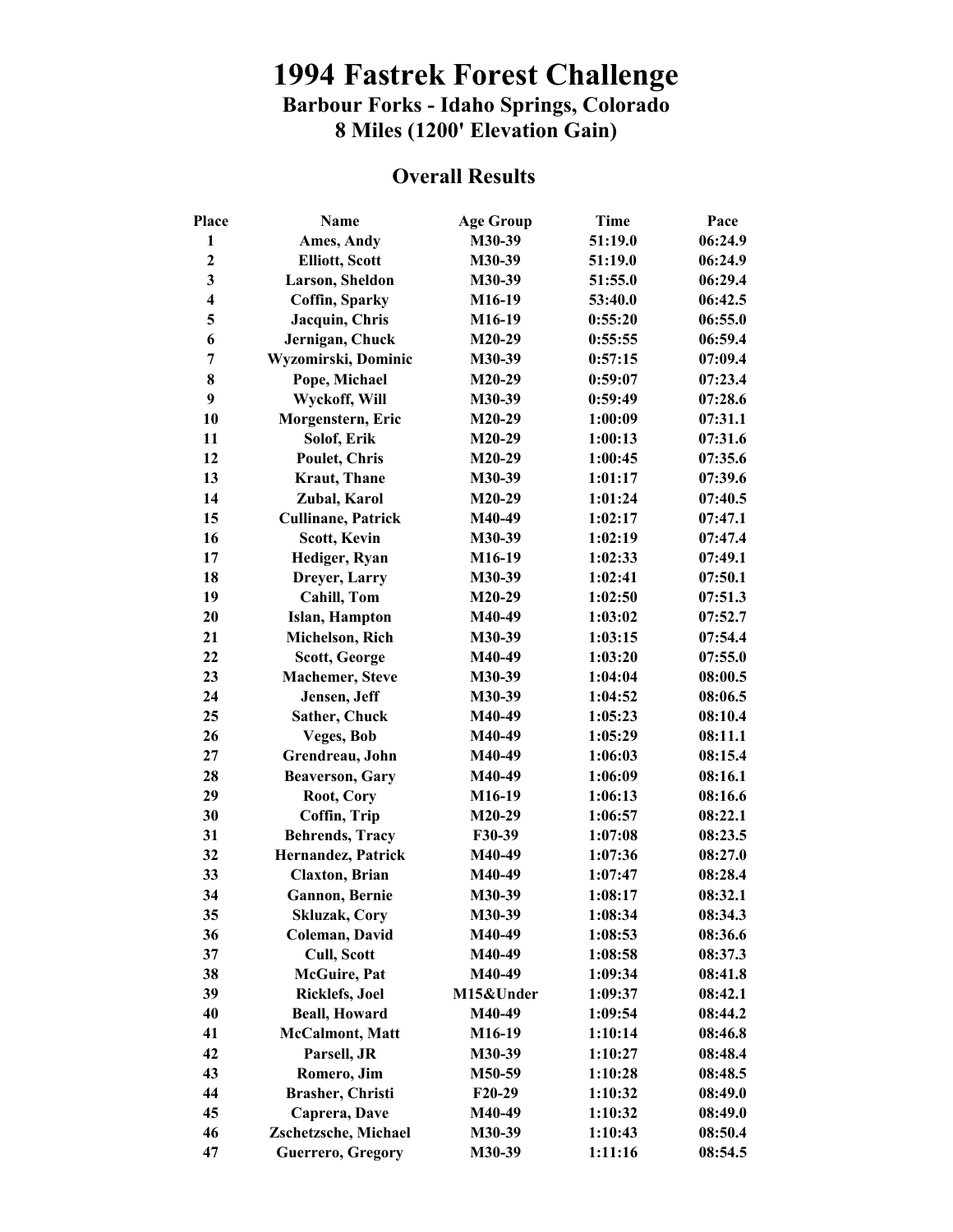# 1994 Fastrek Forest Challenge

## Barbour Forks - Idaho Springs, Colorado

## 8 Miles (1200' Elevation Gain)

### Overall Results

| Place | Name | Age Group | Time | Pace |
|---|---|---|---|---|
| 1 | Ames, Andy | M30-39 | 51:19.0 | 06:24.9 |
| 2 | Elliott, Scott | M30-39 | 51:19.0 | 06:24.9 |
| 3 | Larson, Sheldon | M30-39 | 51:55.0 | 06:29.4 |
| 4 | Coffin, Sparky | M16-19 | 53:40.0 | 06:42.5 |
| 5 | Jacquin, Chris | M16-19 | 0:55:20 | 06:55.0 |
| 6 | Jernigan, Chuck | M20-29 | 0:55:55 | 06:59.4 |
| 7 | Wyzomirski, Dominic | M30-39 | 0:57:15 | 07:09.4 |
| 8 | Pope, Michael | M20-29 | 0:59:07 | 07:23.4 |
| 9 | Wyckoff, Will | M30-39 | 0:59:49 | 07:28.6 |
| 10 | Morgenstern, Eric | M20-29 | 1:00:09 | 07:31.1 |
| 11 | Solof, Erik | M20-29 | 1:00:13 | 07:31.6 |
| 12 | Poulet, Chris | M20-29 | 1:00:45 | 07:35.6 |
| 13 | Kraut, Thane | M30-39 | 1:01:17 | 07:39.6 |
| 14 | Zubal, Karol | M20-29 | 1:01:24 | 07:40.5 |
| 15 | Cullinane, Patrick | M40-49 | 1:02:17 | 07:47.1 |
| 16 | Scott, Kevin | M30-39 | 1:02:19 | 07:47.4 |
| 17 | Hediger, Ryan | M16-19 | 1:02:33 | 07:49.1 |
| 18 | Dreyer, Larry | M30-39 | 1:02:41 | 07:50.1 |
| 19 | Cahill, Tom | M20-29 | 1:02:50 | 07:51.3 |
| 20 | Islan, Hampton | M40-49 | 1:03:02 | 07:52.7 |
| 21 | Michelson, Rich | M30-39 | 1:03:15 | 07:54.4 |
| 22 | Scott, George | M40-49 | 1:03:20 | 07:55.0 |
| 23 | Machemer, Steve | M30-39 | 1:04:04 | 08:00.5 |
| 24 | Jensen, Jeff | M30-39 | 1:04:52 | 08:06.5 |
| 25 | Sather, Chuck | M40-49 | 1:05:23 | 08:10.4 |
| 26 | Veges, Bob | M40-49 | 1:05:29 | 08:11.1 |
| 27 | Grendreau, John | M40-49 | 1:06:03 | 08:15.4 |
| 28 | Beaverson, Gary | M40-49 | 1:06:09 | 08:16.1 |
| 29 | Root, Cory | M16-19 | 1:06:13 | 08:16.6 |
| 30 | Coffin, Trip | M20-29 | 1:06:57 | 08:22.1 |
| 31 | Behrends, Tracy | F30-39 | 1:07:08 | 08:23.5 |
| 32 | Hernandez, Patrick | M40-49 | 1:07:36 | 08:27.0 |
| 33 | Claxton, Brian | M40-49 | 1:07:47 | 08:28.4 |
| 34 | Gannon, Bernie | M30-39 | 1:08:17 | 08:32.1 |
| 35 | Skluzak, Cory | M30-39 | 1:08:34 | 08:34.3 |
| 36 | Coleman, David | M40-49 | 1:08:53 | 08:36.6 |
| 37 | Cull, Scott | M40-49 | 1:08:58 | 08:37.3 |
| 38 | McGuire, Pat | M40-49 | 1:09:34 | 08:41.8 |
| 39 | Ricklefs, Joel | M15&Under | 1:09:37 | 08:42.1 |
| 40 | Beall, Howard | M40-49 | 1:09:54 | 08:44.2 |
| 41 | McCalmont, Matt | M16-19 | 1:10:14 | 08:46.8 |
| 42 | Parsell, JR | M30-39 | 1:10:27 | 08:48.4 |
| 43 | Romero, Jim | M50-59 | 1:10:28 | 08:48.5 |
| 44 | Brasher, Christi | F20-29 | 1:10:32 | 08:49.0 |
| 45 | Caprera, Dave | M40-49 | 1:10:32 | 08:49.0 |
| 46 | Zschetzsche, Michael | M30-39 | 1:10:43 | 08:50.4 |
| 47 | Guerrero, Gregory | M30-39 | 1:11:16 | 08:54.5 |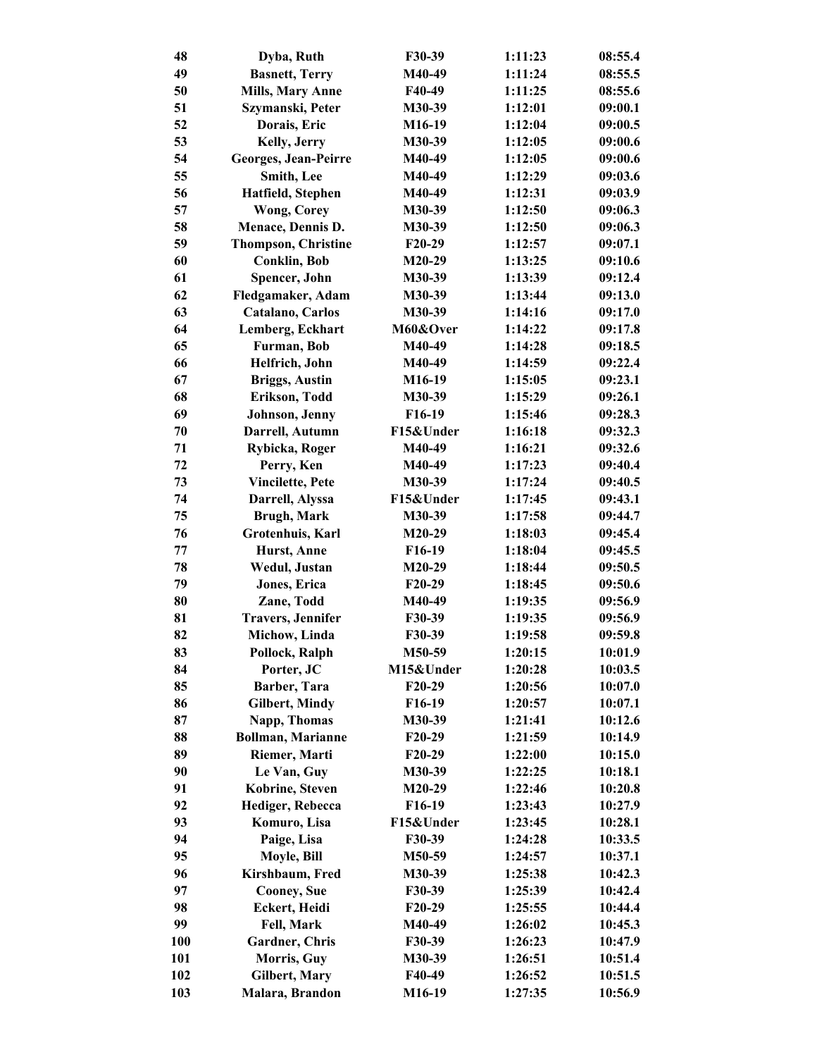| | | | | |
|---|---|---|---|---|
| 48 | Dyba, Ruth | F30-39 | 1:11:23 | 08:55.4 |
| 49 | Basnett, Terry | M40-49 | 1:11:24 | 08:55.5 |
| 50 | Mills, Mary Anne | F40-49 | 1:11:25 | 08:55.6 |
| 51 | Szymanski, Peter | M30-39 | 1:12:01 | 09:00.1 |
| 52 | Dorais, Eric | M16-19 | 1:12:04 | 09:00.5 |
| 53 | Kelly, Jerry | M30-39 | 1:12:05 | 09:00.6 |
| 54 | Georges, Jean-Peirre | M40-49 | 1:12:05 | 09:00.6 |
| 55 | Smith, Lee | M40-49 | 1:12:29 | 09:03.6 |
| 56 | Hatfield, Stephen | M40-49 | 1:12:31 | 09:03.9 |
| 57 | Wong, Corey | M30-39 | 1:12:50 | 09:06.3 |
| 58 | Menace, Dennis D. | M30-39 | 1:12:50 | 09:06.3 |
| 59 | Thompson, Christine | F20-29 | 1:12:57 | 09:07.1 |
| 60 | Conklin, Bob | M20-29 | 1:13:25 | 09:10.6 |
| 61 | Spencer, John | M30-39 | 1:13:39 | 09:12.4 |
| 62 | Fledgamaker, Adam | M30-39 | 1:13:44 | 09:13.0 |
| 63 | Catalano, Carlos | M30-39 | 1:14:16 | 09:17.0 |
| 64 | Lemberg, Eckhart | M60&Over | 1:14:22 | 09:17.8 |
| 65 | Furman, Bob | M40-49 | 1:14:28 | 09:18.5 |
| 66 | Helfrich, John | M40-49 | 1:14:59 | 09:22.4 |
| 67 | Briggs, Austin | M16-19 | 1:15:05 | 09:23.1 |
| 68 | Erikson, Todd | M30-39 | 1:15:29 | 09:26.1 |
| 69 | Johnson, Jenny | F16-19 | 1:15:46 | 09:28.3 |
| 70 | Darrell, Autumn | F15&Under | 1:16:18 | 09:32.3 |
| 71 | Rybicka, Roger | M40-49 | 1:16:21 | 09:32.6 |
| 72 | Perry, Ken | M40-49 | 1:17:23 | 09:40.4 |
| 73 | Vincilette, Pete | M30-39 | 1:17:24 | 09:40.5 |
| 74 | Darrell, Alyssa | F15&Under | 1:17:45 | 09:43.1 |
| 75 | Brugh, Mark | M30-39 | 1:17:58 | 09:44.7 |
| 76 | Grotenhuis, Karl | M20-29 | 1:18:03 | 09:45.4 |
| 77 | Hurst, Anne | F16-19 | 1:18:04 | 09:45.5 |
| 78 | Wedul, Justan | M20-29 | 1:18:44 | 09:50.5 |
| 79 | Jones, Erica | F20-29 | 1:18:45 | 09:50.6 |
| 80 | Zane, Todd | M40-49 | 1:19:35 | 09:56.9 |
| 81 | Travers, Jennifer | F30-39 | 1:19:35 | 09:56.9 |
| 82 | Michow, Linda | F30-39 | 1:19:58 | 09:59.8 |
| 83 | Pollock, Ralph | M50-59 | 1:20:15 | 10:01.9 |
| 84 | Porter, JC | M15&Under | 1:20:28 | 10:03.5 |
| 85 | Barber, Tara | F20-29 | 1:20:56 | 10:07.0 |
| 86 | Gilbert, Mindy | F16-19 | 1:20:57 | 10:07.1 |
| 87 | Napp, Thomas | M30-39 | 1:21:41 | 10:12.6 |
| 88 | Bollman, Marianne | F20-29 | 1:21:59 | 10:14.9 |
| 89 | Riemer, Marti | F20-29 | 1:22:00 | 10:15.0 |
| 90 | Le Van, Guy | M30-39 | 1:22:25 | 10:18.1 |
| 91 | Kobrine, Steven | M20-29 | 1:22:46 | 10:20.8 |
| 92 | Hediger, Rebecca | F16-19 | 1:23:43 | 10:27.9 |
| 93 | Komuro, Lisa | F15&Under | 1:23:45 | 10:28.1 |
| 94 | Paige, Lisa | F30-39 | 1:24:28 | 10:33.5 |
| 95 | Moyle, Bill | M50-59 | 1:24:57 | 10:37.1 |
| 96 | Kirshbaum, Fred | M30-39 | 1:25:38 | 10:42.3 |
| 97 | Cooney, Sue | F30-39 | 1:25:39 | 10:42.4 |
| 98 | Eckert, Heidi | F20-29 | 1:25:55 | 10:44.4 |
| 99 | Fell, Mark | M40-49 | 1:26:02 | 10:45.3 |
| 100 | Gardner, Chris | F30-39 | 1:26:23 | 10:47.9 |
| 101 | Morris, Guy | M30-39 | 1:26:51 | 10:51.4 |
| 102 | Gilbert, Mary | F40-49 | 1:26:52 | 10:51.5 |
| 103 | Malara, Brandon | M16-19 | 1:27:35 | 10:56.9 |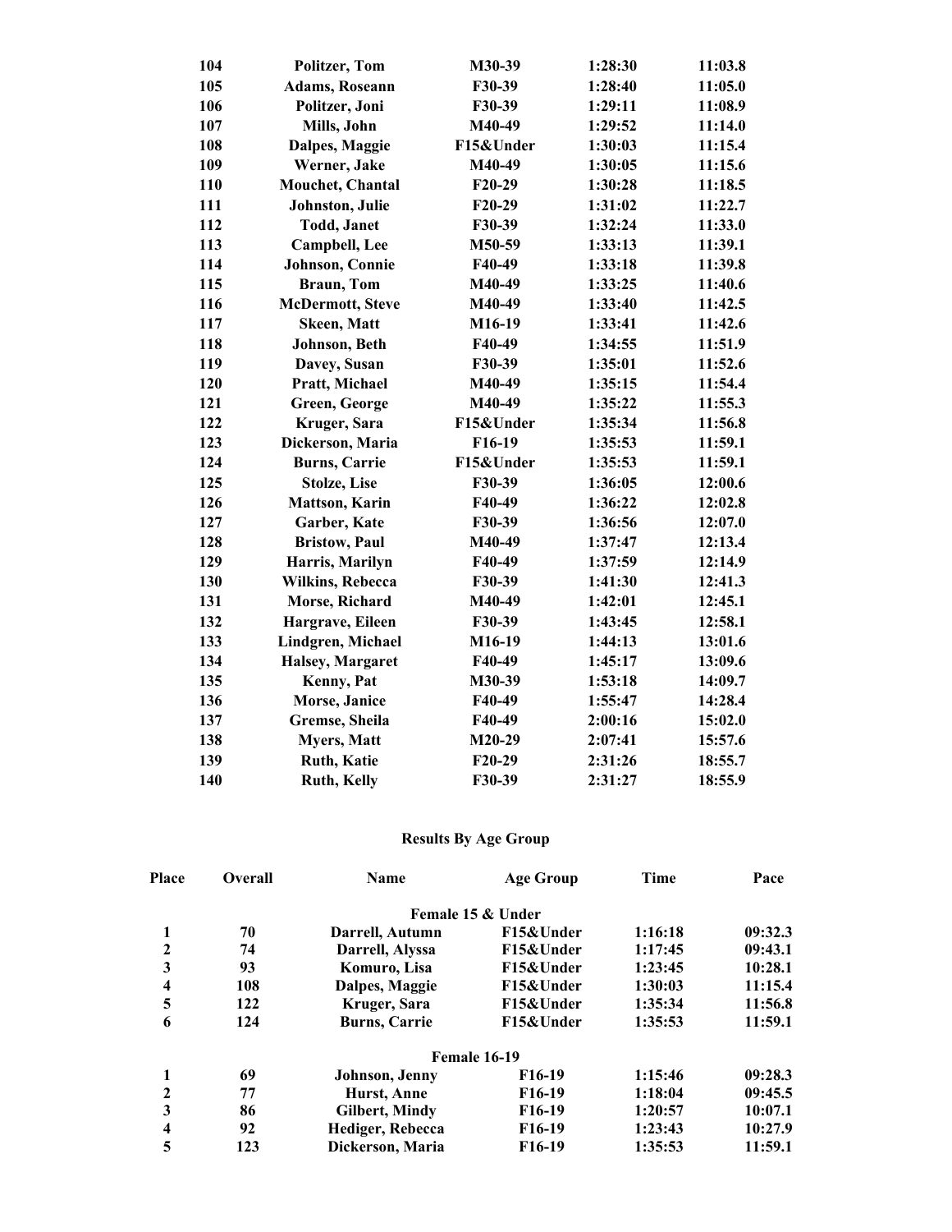| | | | | |
|---|---|---|---|---|
| 104 | Politzer, Tom | M30-39 | 1:28:30 | 11:03.8 |
| 105 | Adams, Roseann | F30-39 | 1:28:40 | 11:05.0 |
| 106 | Politzer, Joni | F30-39 | 1:29:11 | 11:08.9 |
| 107 | Mills, John | M40-49 | 1:29:52 | 11:14.0 |
| 108 | Dalpes, Maggie | F15&Under | 1:30:03 | 11:15.4 |
| 109 | Werner, Jake | M40-49 | 1:30:05 | 11:15.6 |
| 110 | Mouchet, Chantal | F20-29 | 1:30:28 | 11:18.5 |
| 111 | Johnston, Julie | F20-29 | 1:31:02 | 11:22.7 |
| 112 | Todd, Janet | F30-39 | 1:32:24 | 11:33.0 |
| 113 | Campbell, Lee | M50-59 | 1:33:13 | 11:39.1 |
| 114 | Johnson, Connie | F40-49 | 1:33:18 | 11:39.8 |
| 115 | Braun, Tom | M40-49 | 1:33:25 | 11:40.6 |
| 116 | McDermott, Steve | M40-49 | 1:33:40 | 11:42.5 |
| 117 | Skeen, Matt | M16-19 | 1:33:41 | 11:42.6 |
| 118 | Johnson, Beth | F40-49 | 1:34:55 | 11:51.9 |
| 119 | Davey, Susan | F30-39 | 1:35:01 | 11:52.6 |
| 120 | Pratt, Michael | M40-49 | 1:35:15 | 11:54.4 |
| 121 | Green, George | M40-49 | 1:35:22 | 11:55.3 |
| 122 | Kruger, Sara | F15&Under | 1:35:34 | 11:56.8 |
| 123 | Dickerson, Maria | F16-19 | 1:35:53 | 11:59.1 |
| 124 | Burns, Carrie | F15&Under | 1:35:53 | 11:59.1 |
| 125 | Stolze, Lise | F30-39 | 1:36:05 | 12:00.6 |
| 126 | Mattson, Karin | F40-49 | 1:36:22 | 12:02.8 |
| 127 | Garber, Kate | F30-39 | 1:36:56 | 12:07.0 |
| 128 | Bristow, Paul | M40-49 | 1:37:47 | 12:13.4 |
| 129 | Harris, Marilyn | F40-49 | 1:37:59 | 12:14.9 |
| 130 | Wilkins, Rebecca | F30-39 | 1:41:30 | 12:41.3 |
| 131 | Morse, Richard | M40-49 | 1:42:01 | 12:45.1 |
| 132 | Hargrave, Eileen | F30-39 | 1:43:45 | 12:58.1 |
| 133 | Lindgren, Michael | M16-19 | 1:44:13 | 13:01.6 |
| 134 | Halsey, Margaret | F40-49 | 1:45:17 | 13:09.6 |
| 135 | Kenny, Pat | M30-39 | 1:53:18 | 14:09.7 |
| 136 | Morse, Janice | F40-49 | 1:55:47 | 14:28.4 |
| 137 | Gremse, Sheila | F40-49 | 2:00:16 | 15:02.0 |
| 138 | Myers, Matt | M20-29 | 2:07:41 | 15:57.6 |
| 139 | Ruth, Katie | F20-29 | 2:31:26 | 18:55.7 |
| 140 | Ruth, Kelly | F30-39 | 2:31:27 | 18:55.9 |

## Results By Age Group

| Place | Overall | Name | Age Group | Time | Pace |
|---|---|---|---|---|---|
| | | **Female 15 & Under** | | | |
| 1 | 70 | Darrell, Autumn | F15&Under | 1:16:18 | 09:32.3 |
| 2 | 74 | Darrell, Alyssa | F15&Under | 1:17:45 | 09:43.1 |
| 3 | 93 | Komuro, Lisa | F15&Under | 1:23:45 | 10:28.1 |
| 4 | 108 | Dalpes, Maggie | F15&Under | 1:30:03 | 11:15.4 |
| 5 | 122 | Kruger, Sara | F15&Under | 1:35:34 | 11:56.8 |
| 6 | 124 | Burns, Carrie | F15&Under | 1:35:53 | 11:59.1 |
| | | **Female 16-19** | | | |
| 1 | 69 | Johnson, Jenny | F16-19 | 1:15:46 | 09:28.3 |
| 2 | 77 | Hurst, Anne | F16-19 | 1:18:04 | 09:45.5 |
| 3 | 86 | Gilbert, Mindy | F16-19 | 1:20:57 | 10:07.1 |
| 4 | 92 | Hediger, Rebecca | F16-19 | 1:23:43 | 10:27.9 |
| 5 | 123 | Dickerson, Maria | F16-19 | 1:35:53 | 11:59.1 |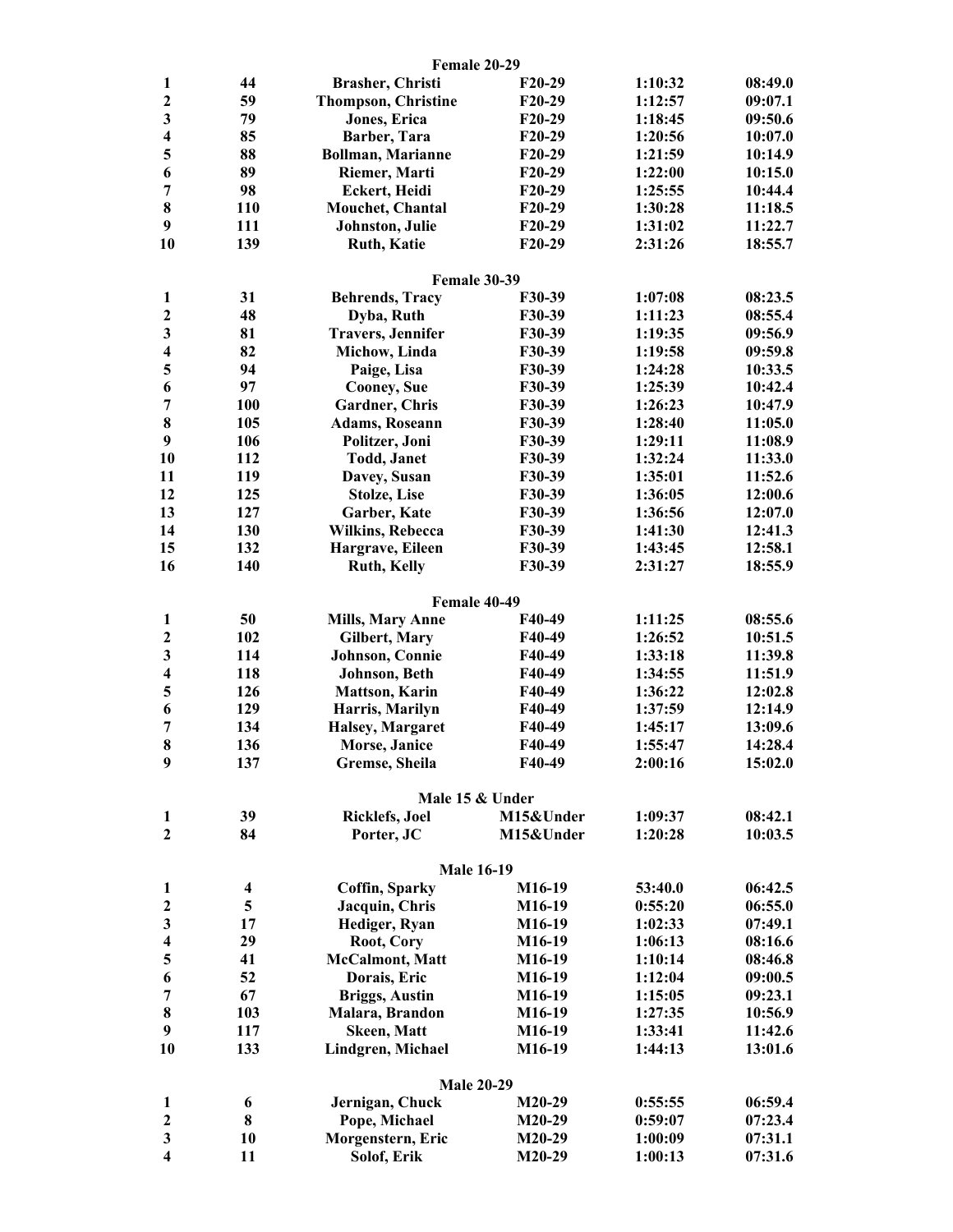**Female 20-29**

| | | | | | |
|---|---|---|---|---|---|
| 1 | 44 | Brasher, Christi | F20-29 | 1:10:32 | 08:49.0 |
| 2 | 59 | Thompson, Christine | F20-29 | 1:12:57 | 09:07.1 |
| 3 | 79 | Jones, Erica | F20-29 | 1:18:45 | 09:50.6 |
| 4 | 85 | Barber, Tara | F20-29 | 1:20:56 | 10:07.0 |
| 5 | 88 | Bollman, Marianne | F20-29 | 1:21:59 | 10:14.9 |
| 6 | 89 | Riemer, Marti | F20-29 | 1:22:00 | 10:15.0 |
| 7 | 98 | Eckert, Heidi | F20-29 | 1:25:55 | 10:44.4 |
| 8 | 110 | Mouchet, Chantal | F20-29 | 1:30:28 | 11:18.5 |
| 9 | 111 | Johnston, Julie | F20-29 | 1:31:02 | 11:22.7 |
| 10 | 139 | Ruth, Katie | F20-29 | 2:31:26 | 18:55.7 |

**Female 30-39**

| | | | | | |
|---|---|---|---|---|---|
| 1 | 31 | Behrends, Tracy | F30-39 | 1:07:08 | 08:23.5 |
| 2 | 48 | Dyba, Ruth | F30-39 | 1:11:23 | 08:55.4 |
| 3 | 81 | Travers, Jennifer | F30-39 | 1:19:35 | 09:56.9 |
| 4 | 82 | Michow, Linda | F30-39 | 1:19:58 | 09:59.8 |
| 5 | 94 | Paige, Lisa | F30-39 | 1:24:28 | 10:33.5 |
| 6 | 97 | Cooney, Sue | F30-39 | 1:25:39 | 10:42.4 |
| 7 | 100 | Gardner, Chris | F30-39 | 1:26:23 | 10:47.9 |
| 8 | 105 | Adams, Roseann | F30-39 | 1:28:40 | 11:05.0 |
| 9 | 106 | Politzer, Joni | F30-39 | 1:29:11 | 11:08.9 |
| 10 | 112 | Todd, Janet | F30-39 | 1:32:24 | 11:33.0 |
| 11 | 119 | Davey, Susan | F30-39 | 1:35:01 | 11:52.6 |
| 12 | 125 | Stolze, Lise | F30-39 | 1:36:05 | 12:00.6 |
| 13 | 127 | Garber, Kate | F30-39 | 1:36:56 | 12:07.0 |
| 14 | 130 | Wilkins, Rebecca | F30-39 | 1:41:30 | 12:41.3 |
| 15 | 132 | Hargrave, Eileen | F30-39 | 1:43:45 | 12:58.1 |
| 16 | 140 | Ruth, Kelly | F30-39 | 2:31:27 | 18:55.9 |

**Female 40-49**

| | | | | | |
|---|---|---|---|---|---|
| 1 | 50 | Mills, Mary Anne | F40-49 | 1:11:25 | 08:55.6 |
| 2 | 102 | Gilbert, Mary | F40-49 | 1:26:52 | 10:51.5 |
| 3 | 114 | Johnson, Connie | F40-49 | 1:33:18 | 11:39.8 |
| 4 | 118 | Johnson, Beth | F40-49 | 1:34:55 | 11:51.9 |
| 5 | 126 | Mattson, Karin | F40-49 | 1:36:22 | 12:02.8 |
| 6 | 129 | Harris, Marilyn | F40-49 | 1:37:59 | 12:14.9 |
| 7 | 134 | Halsey, Margaret | F40-49 | 1:45:17 | 13:09.6 |
| 8 | 136 | Morse, Janice | F40-49 | 1:55:47 | 14:28.4 |
| 9 | 137 | Gremse, Sheila | F40-49 | 2:00:16 | 15:02.0 |

**Male 15 & Under**

| | | | | | |
|---|---|---|---|---|---|
| 1 | 39 | Ricklefs, Joel | M15&Under | 1:09:37 | 08:42.1 |
| 2 | 84 | Porter, JC | M15&Under | 1:20:28 | 10:03.5 |

**Male 16-19**

| | | | | | |
|---|---|---|---|---|---|
| 1 | 4 | Coffin, Sparky | M16-19 | 53:40.0 | 06:42.5 |
| 2 | 5 | Jacquin, Chris | M16-19 | 0:55:20 | 06:55.0 |
| 3 | 17 | Hediger, Ryan | M16-19 | 1:02:33 | 07:49.1 |
| 4 | 29 | Root, Cory | M16-19 | 1:06:13 | 08:16.6 |
| 5 | 41 | McCalmont, Matt | M16-19 | 1:10:14 | 08:46.8 |
| 6 | 52 | Dorais, Eric | M16-19 | 1:12:04 | 09:00.5 |
| 7 | 67 | Briggs, Austin | M16-19 | 1:15:05 | 09:23.1 |
| 8 | 103 | Malara, Brandon | M16-19 | 1:27:35 | 10:56.9 |
| 9 | 117 | Skeen, Matt | M16-19 | 1:33:41 | 11:42.6 |
| 10 | 133 | Lindgren, Michael | M16-19 | 1:44:13 | 13:01.6 |

**Male 20-29**

| | | | | | |
|---|---|---|---|---|---|
| 1 | 6 | Jernigan, Chuck | M20-29 | 0:55:55 | 06:59.4 |
| 2 | 8 | Pope, Michael | M20-29 | 0:59:07 | 07:23.4 |
| 3 | 10 | Morgenstern, Eric | M20-29 | 1:00:09 | 07:31.1 |
| 4 | 11 | Solof, Erik | M20-29 | 1:00:13 | 07:31.6 |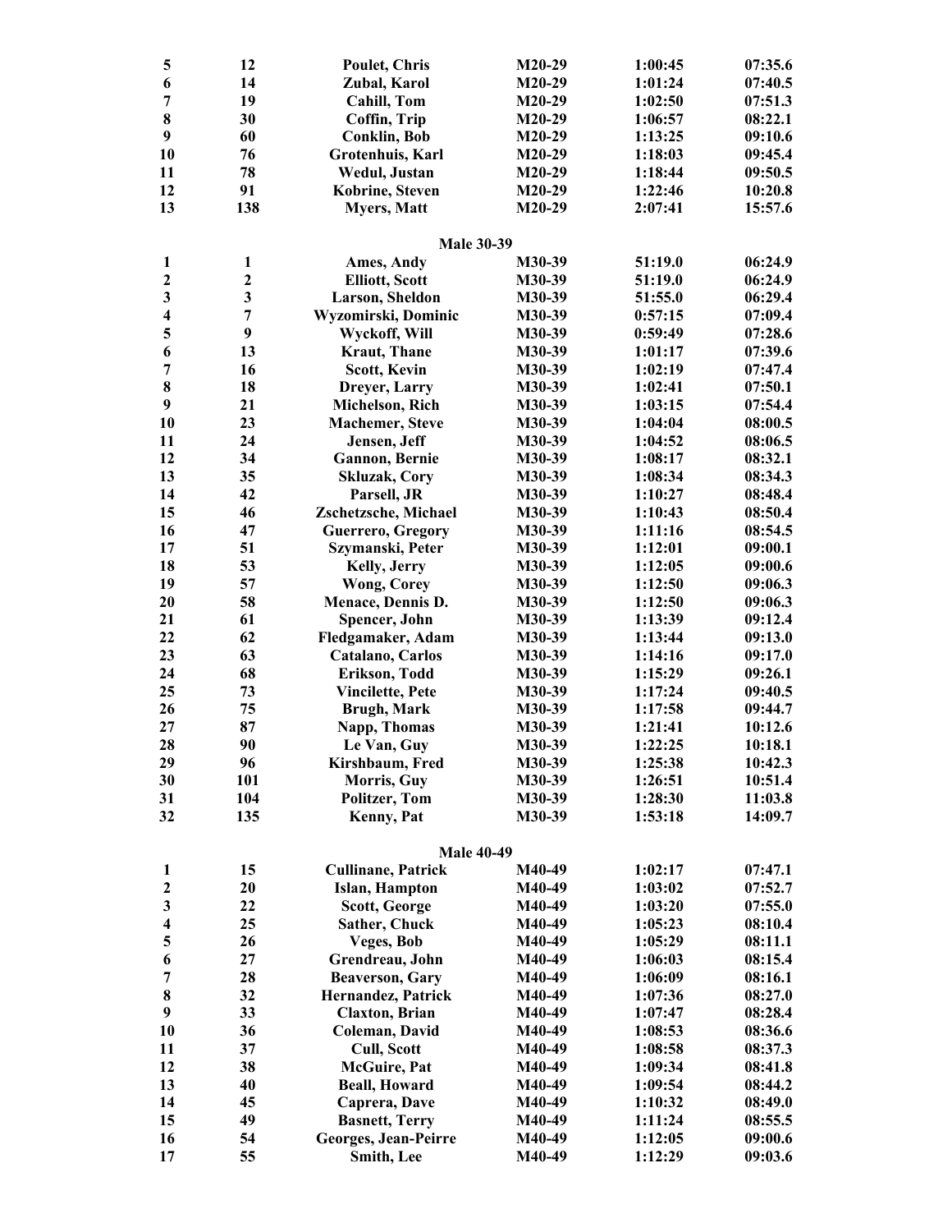| | | | | | |
|---|---|---|---|---|---|
| 5 | 12 | Poulet, Chris | M20-29 | 1:00:45 | 07:35.6 |
| 6 | 14 | Zubal, Karol | M20-29 | 1:01:24 | 07:40.5 |
| 7 | 19 | Cahill, Tom | M20-29 | 1:02:50 | 07:51.3 |
| 8 | 30 | Coffin, Trip | M20-29 | 1:06:57 | 08:22.1 |
| 9 | 60 | Conklin, Bob | M20-29 | 1:13:25 | 09:10.6 |
| 10 | 76 | Grotenhuis, Karl | M20-29 | 1:18:03 | 09:45.4 |
| 11 | 78 | Wedul, Justan | M20-29 | 1:18:44 | 09:50.5 |
| 12 | 91 | Kobrine, Steven | M20-29 | 1:22:46 | 10:20.8 |
| 13 | 138 | Myers, Matt | M20-29 | 2:07:41 | 15:57.6 |

**Male 30-39**

| | | | | | |
|---|---|---|---|---|---|
| 1 | 1 | Ames, Andy | M30-39 | 51:19.0 | 06:24.9 |
| 2 | 2 | Elliott, Scott | M30-39 | 51:19.0 | 06:24.9 |
| 3 | 3 | Larson, Sheldon | M30-39 | 51:55.0 | 06:29.4 |
| 4 | 7 | Wyzomirski, Dominic | M30-39 | 0:57:15 | 07:09.4 |
| 5 | 9 | Wyckoff, Will | M30-39 | 0:59:49 | 07:28.6 |
| 6 | 13 | Kraut, Thane | M30-39 | 1:01:17 | 07:39.6 |
| 7 | 16 | Scott, Kevin | M30-39 | 1:02:19 | 07:47.4 |
| 8 | 18 | Dreyer, Larry | M30-39 | 1:02:41 | 07:50.1 |
| 9 | 21 | Michelson, Rich | M30-39 | 1:03:15 | 07:54.4 |
| 10 | 23 | Machemer, Steve | M30-39 | 1:04:04 | 08:00.5 |
| 11 | 24 | Jensen, Jeff | M30-39 | 1:04:52 | 08:06.5 |
| 12 | 34 | Gannon, Bernie | M30-39 | 1:08:17 | 08:32.1 |
| 13 | 35 | Skluzak, Cory | M30-39 | 1:08:34 | 08:34.3 |
| 14 | 42 | Parsell, JR | M30-39 | 1:10:27 | 08:48.4 |
| 15 | 46 | Zschetzsche, Michael | M30-39 | 1:10:43 | 08:50.4 |
| 16 | 47 | Guerrero, Gregory | M30-39 | 1:11:16 | 08:54.5 |
| 17 | 51 | Szymanski, Peter | M30-39 | 1:12:01 | 09:00.1 |
| 18 | 53 | Kelly, Jerry | M30-39 | 1:12:05 | 09:00.6 |
| 19 | 57 | Wong, Corey | M30-39 | 1:12:50 | 09:06.3 |
| 20 | 58 | Menace, Dennis D. | M30-39 | 1:12:50 | 09:06.3 |
| 21 | 61 | Spencer, John | M30-39 | 1:13:39 | 09:12.4 |
| 22 | 62 | Fledgamaker, Adam | M30-39 | 1:13:44 | 09:13.0 |
| 23 | 63 | Catalano, Carlos | M30-39 | 1:14:16 | 09:17.0 |
| 24 | 68 | Erikson, Todd | M30-39 | 1:15:29 | 09:26.1 |
| 25 | 73 | Vincilette, Pete | M30-39 | 1:17:24 | 09:40.5 |
| 26 | 75 | Brugh, Mark | M30-39 | 1:17:58 | 09:44.7 |
| 27 | 87 | Napp, Thomas | M30-39 | 1:21:41 | 10:12.6 |
| 28 | 90 | Le Van, Guy | M30-39 | 1:22:25 | 10:18.1 |
| 29 | 96 | Kirshbaum, Fred | M30-39 | 1:25:38 | 10:42.3 |
| 30 | 101 | Morris, Guy | M30-39 | 1:26:51 | 10:51.4 |
| 31 | 104 | Politzer, Tom | M30-39 | 1:28:30 | 11:03.8 |
| 32 | 135 | Kenny, Pat | M30-39 | 1:53:18 | 14:09.7 |

**Male 40-49**

| | | | | | |
|---|---|---|---|---|---|
| 1 | 15 | Cullinane, Patrick | M40-49 | 1:02:17 | 07:47.1 |
| 2 | 20 | Islan, Hampton | M40-49 | 1:03:02 | 07:52.7 |
| 3 | 22 | Scott, George | M40-49 | 1:03:20 | 07:55.0 |
| 4 | 25 | Sather, Chuck | M40-49 | 1:05:23 | 08:10.4 |
| 5 | 26 | Veges, Bob | M40-49 | 1:05:29 | 08:11.1 |
| 6 | 27 | Grendreau, John | M40-49 | 1:06:03 | 08:15.4 |
| 7 | 28 | Beaverson, Gary | M40-49 | 1:06:09 | 08:16.1 |
| 8 | 32 | Hernandez, Patrick | M40-49 | 1:07:36 | 08:27.0 |
| 9 | 33 | Claxton, Brian | M40-49 | 1:07:47 | 08:28.4 |
| 10 | 36 | Coleman, David | M40-49 | 1:08:53 | 08:36.6 |
| 11 | 37 | Cull, Scott | M40-49 | 1:08:58 | 08:37.3 |
| 12 | 38 | McGuire, Pat | M40-49 | 1:09:34 | 08:41.8 |
| 13 | 40 | Beall, Howard | M40-49 | 1:09:54 | 08:44.2 |
| 14 | 45 | Caprera, Dave | M40-49 | 1:10:32 | 08:49.0 |
| 15 | 49 | Basnett, Terry | M40-49 | 1:11:24 | 08:55.5 |
| 16 | 54 | Georges, Jean-Peirre | M40-49 | 1:12:05 | 09:00.6 |
| 17 | 55 | Smith, Lee | M40-49 | 1:12:29 | 09:03.6 |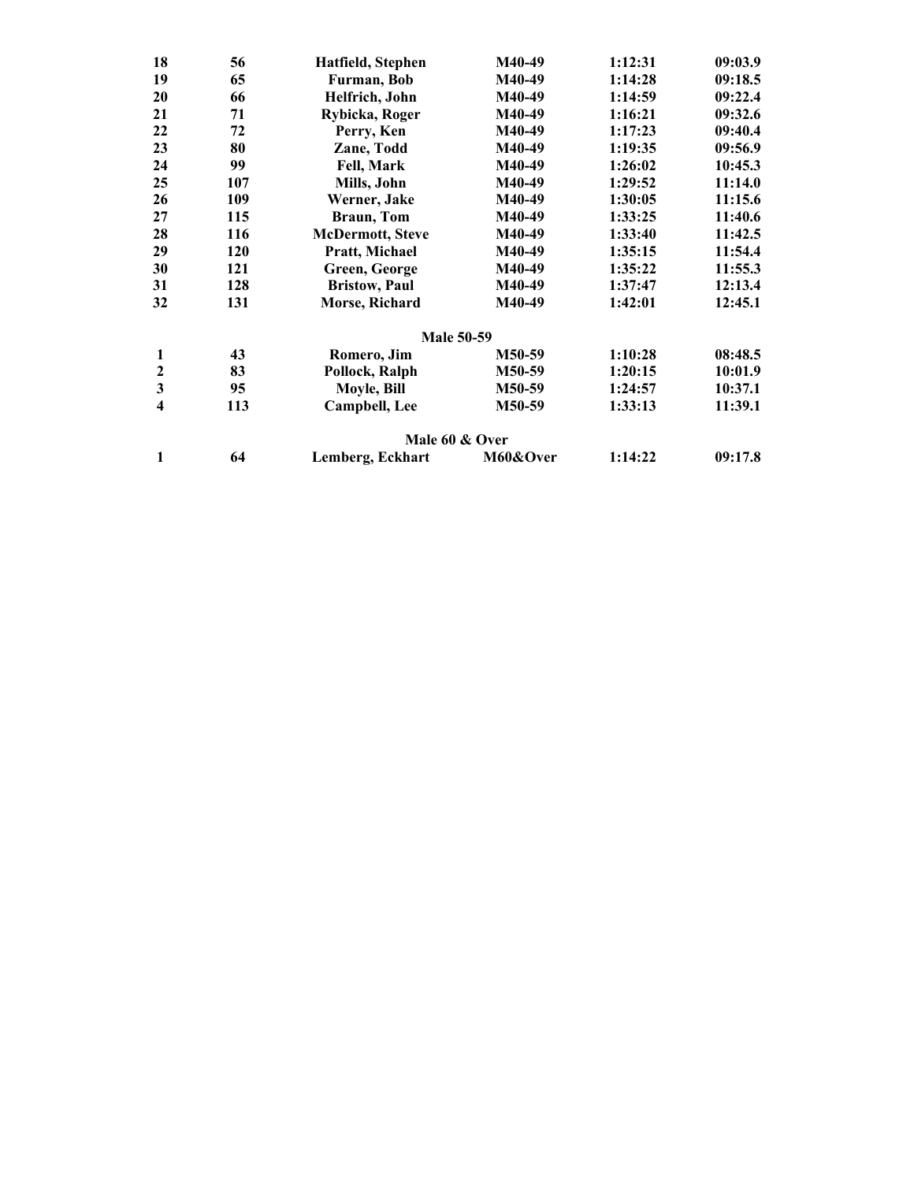| | | | | | |
|---|---|---|---|---|---|
| 18 | 56 | Hatfield, Stephen | M40-49 | 1:12:31 | 09:03.9 |
| 19 | 65 | Furman, Bob | M40-49 | 1:14:28 | 09:18.5 |
| 20 | 66 | Helfrich, John | M40-49 | 1:14:59 | 09:22.4 |
| 21 | 71 | Rybicka, Roger | M40-49 | 1:16:21 | 09:32.6 |
| 22 | 72 | Perry, Ken | M40-49 | 1:17:23 | 09:40.4 |
| 23 | 80 | Zane, Todd | M40-49 | 1:19:35 | 09:56.9 |
| 24 | 99 | Fell, Mark | M40-49 | 1:26:02 | 10:45.3 |
| 25 | 107 | Mills, John | M40-49 | 1:29:52 | 11:14.0 |
| 26 | 109 | Werner, Jake | M40-49 | 1:30:05 | 11:15.6 |
| 27 | 115 | Braun, Tom | M40-49 | 1:33:25 | 11:40.6 |
| 28 | 116 | McDermott, Steve | M40-49 | 1:33:40 | 11:42.5 |
| 29 | 120 | Pratt, Michael | M40-49 | 1:35:15 | 11:54.4 |
| 30 | 121 | Green, George | M40-49 | 1:35:22 | 11:55.3 |
| 31 | 128 | Bristow, Paul | M40-49 | 1:37:47 | 12:13.4 |
| 32 | 131 | Morse, Richard | M40-49 | 1:42:01 | 12:45.1 |

**Male 50-59**

| | | | | | |
|---|---|---|---|---|---|
| 1 | 43 | Romero, Jim | M50-59 | 1:10:28 | 08:48.5 |
| 2 | 83 | Pollock, Ralph | M50-59 | 1:20:15 | 10:01.9 |
| 3 | 95 | Moyle, Bill | M50-59 | 1:24:57 | 10:37.1 |
| 4 | 113 | Campbell, Lee | M50-59 | 1:33:13 | 11:39.1 |

**Male 60 & Over**

| | | | | | |
|---|---|---|---|---|---|
| 1 | 64 | Lemberg, Eckhart | M60&Over | 1:14:22 | 09:17.8 |